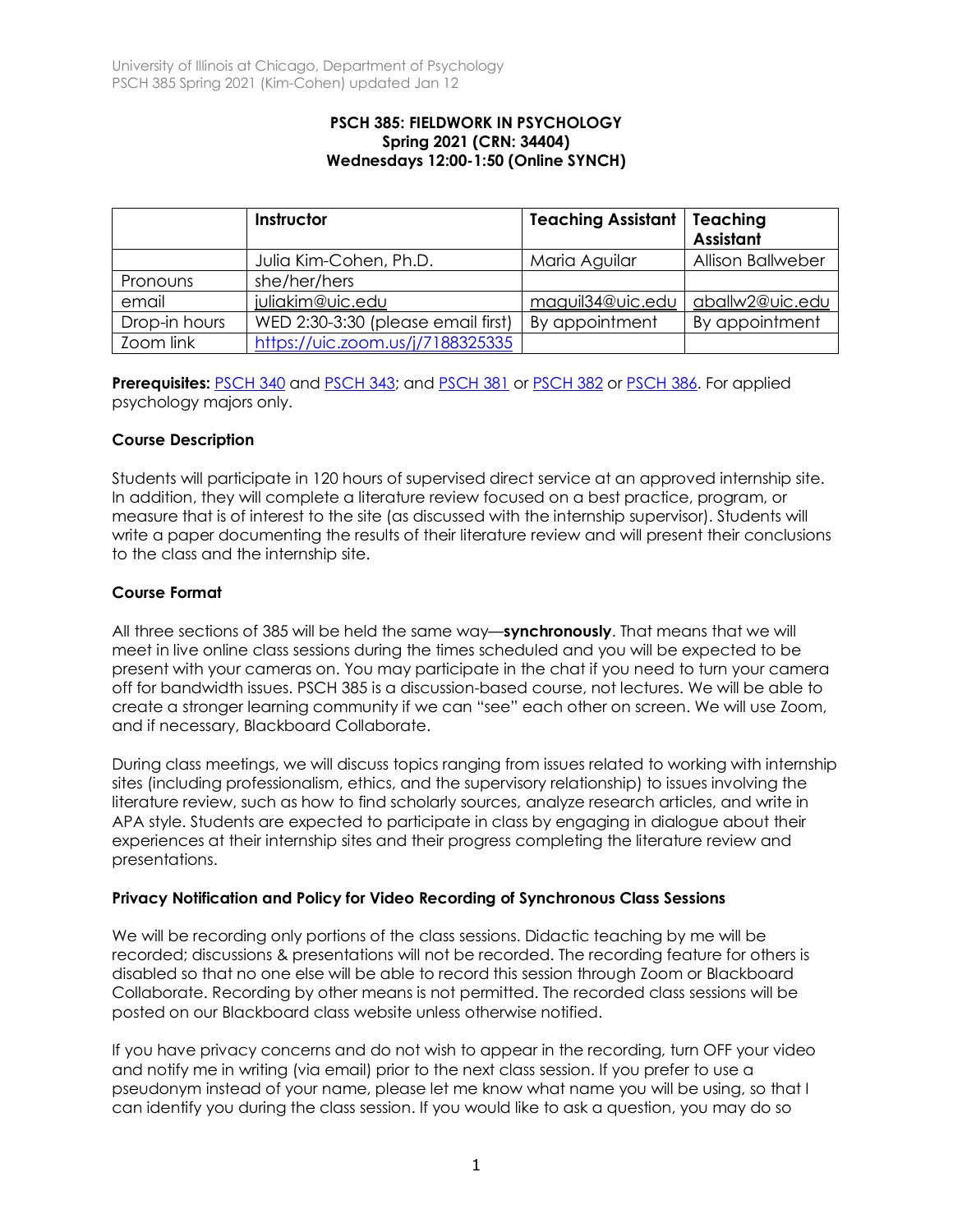**PSCH 385: FIELDWORK IN PSYCHOLOGY**
**Spring 2021 (CRN: 34404)**
**Wednesdays 12:00-1:50 (Online SYNCH)**

| | Instructor | Teaching Assistant | Teaching Assistant |
|---|---|---|---|
| | Julia Kim-Cohen, Ph.D. | Maria Aguilar | Allison Ballweber |
| Pronouns | she/her/hers | | |
| email | juliakim@uic.edu | maguil34@uic.edu | aballw2@uic.edu |
| Drop-in hours | WED 2:30-3:30 (please email first) | By appointment | By appointment |
| Zoom link | https://uic.zoom.us/j/7188325335 | | |

**Prerequisites:** PSCH 340 and PSCH 343; and PSCH 381 or PSCH 382 or PSCH 386. For applied psychology majors only.

### Course Description

Students will participate in 120 hours of supervised direct service at an approved internship site. In addition, they will complete a literature review focused on a best practice, program, or measure that is of interest to the site (as discussed with the internship supervisor). Students will write a paper documenting the results of their literature review and will present their conclusions to the class and the internship site.

### Course Format

All three sections of 385 will be held the same way—**synchronously**. That means that we will meet in live online class sessions during the times scheduled and you will be expected to be present with your cameras on. You may participate in the chat if you need to turn your camera off for bandwidth issues. PSCH 385 is a discussion-based course, not lectures. We will be able to create a stronger learning community if we can "see" each other on screen. We will use Zoom, and if necessary, Blackboard Collaborate.

During class meetings, we will discuss topics ranging from issues related to working with internship sites (including professionalism, ethics, and the supervisory relationship) to issues involving the literature review, such as how to find scholarly sources, analyze research articles, and write in APA style. Students are expected to participate in class by engaging in dialogue about their experiences at their internship sites and their progress completing the literature review and presentations.

### Privacy Notification and Policy for Video Recording of Synchronous Class Sessions

We will be recording only portions of the class sessions. Didactic teaching by me will be recorded; discussions & presentations will not be recorded. The recording feature for others is disabled so that no one else will be able to record this session through Zoom or Blackboard Collaborate. Recording by other means is not permitted. The recorded class sessions will be posted on our Blackboard class website unless otherwise notified.

If you have privacy concerns and do not wish to appear in the recording, turn OFF your video and notify me in writing (via email) prior to the next class session. If you prefer to use a pseudonym instead of your name, please let me know what name you will be using, so that I can identify you during the class session. If you would like to ask a question, you may do so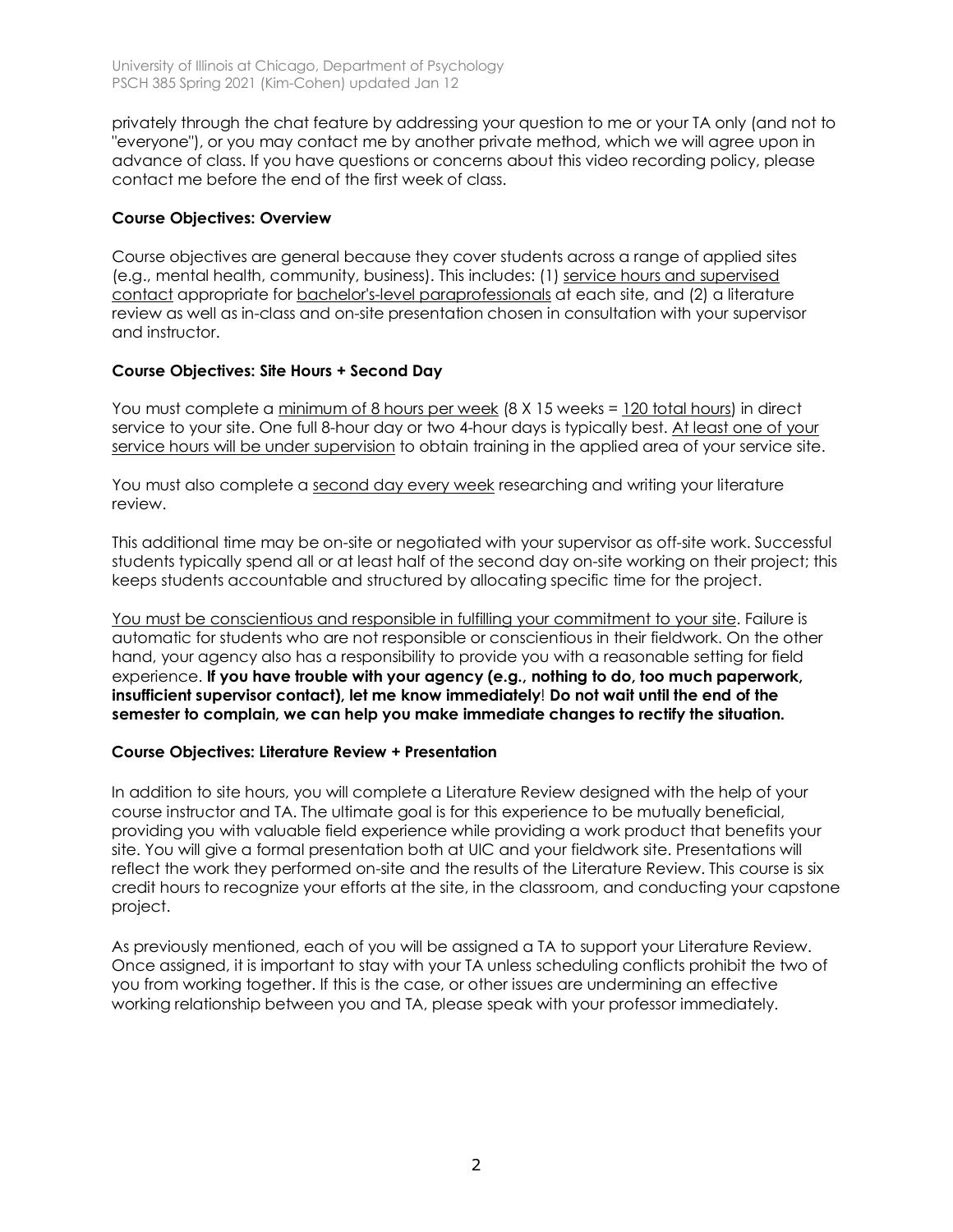privately through the chat feature by addressing your question to me or your TA only (and not to "everyone"), or you may contact me by another private method, which we will agree upon in advance of class. If you have questions or concerns about this video recording policy, please contact me before the end of the first week of class.

**Course Objectives: Overview**

Course objectives are general because they cover students across a range of applied sites (e.g., mental health, community, business). This includes: (1) service hours and supervised contact appropriate for bachelor's-level paraprofessionals at each site, and (2) a literature review as well as in-class and on-site presentation chosen in consultation with your supervisor and instructor.

**Course Objectives: Site Hours + Second Day**

You must complete a minimum of 8 hours per week (8 X 15 weeks = 120 total hours) in direct service to your site. One full 8-hour day or two 4-hour days is typically best. At least one of your service hours will be under supervision to obtain training in the applied area of your service site.

You must also complete a second day every week researching and writing your literature review.

This additional time may be on-site or negotiated with your supervisor as off-site work. Successful students typically spend all or at least half of the second day on-site working on their project; this keeps students accountable and structured by allocating specific time for the project.

You must be conscientious and responsible in fulfilling your commitment to your site. Failure is automatic for students who are not responsible or conscientious in their fieldwork. On the other hand, your agency also has a responsibility to provide you with a reasonable setting for field experience. **If you have trouble with your agency (e.g., nothing to do, too much paperwork, insufficient supervisor contact), let me know immediately! Do not wait until the end of the semester to complain, we can help you make immediate changes to rectify the situation.**

**Course Objectives: Literature Review + Presentation**

In addition to site hours, you will complete a Literature Review designed with the help of your course instructor and TA. The ultimate goal is for this experience to be mutually beneficial, providing you with valuable field experience while providing a work product that benefits your site. You will give a formal presentation both at UIC and your fieldwork site. Presentations will reflect the work they performed on-site and the results of the Literature Review. This course is six credit hours to recognize your efforts at the site, in the classroom, and conducting your capstone project.

As previously mentioned, each of you will be assigned a TA to support your Literature Review. Once assigned, it is important to stay with your TA unless scheduling conflicts prohibit the two of you from working together. If this is the case, or other issues are undermining an effective working relationship between you and TA, please speak with your professor immediately.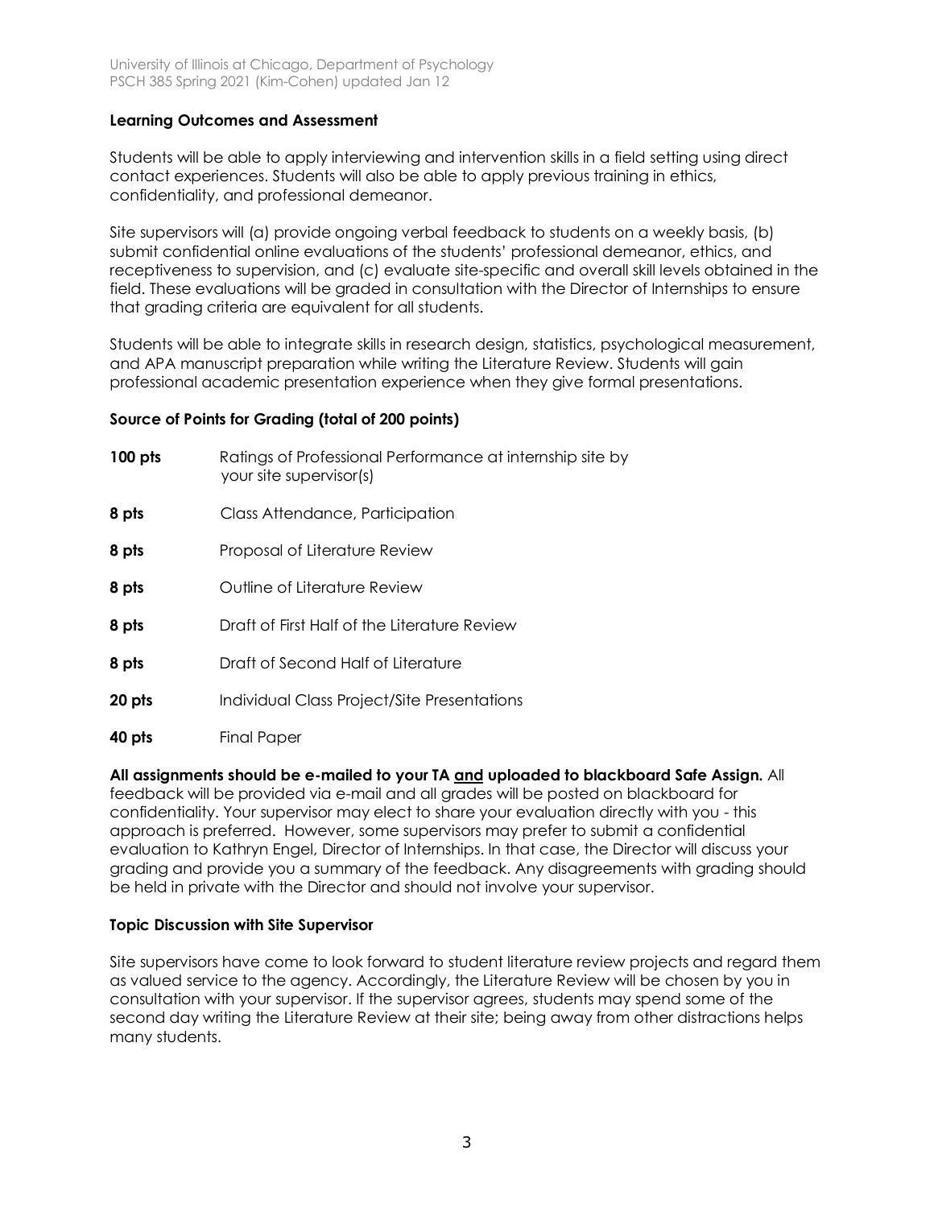**Learning Outcomes and Assessment**

Students will be able to apply interviewing and intervention skills in a field setting using direct contact experiences. Students will also be able to apply previous training in ethics, confidentiality, and professional demeanor.

Site supervisors will (a) provide ongoing verbal feedback to students on a weekly basis, (b) submit confidential online evaluations of the students' professional demeanor, ethics, and receptiveness to supervision, and (c) evaluate site-specific and overall skill levels obtained in the field. These evaluations will be graded in consultation with the Director of Internships to ensure that grading criteria are equivalent for all students.

Students will be able to integrate skills in research design, statistics, psychological measurement, and APA manuscript preparation while writing the Literature Review. Students will gain professional academic presentation experience when they give formal presentations.

**Source of Points for Grading (total of 200 points)**

| | |
|---|---|
| **100 pts** | Ratings of Professional Performance at internship site by your site supervisor(s) |
| **8 pts** | Class Attendance, Participation |
| **8 pts** | Proposal of Literature Review |
| **8 pts** | Outline of Literature Review |
| **8 pts** | Draft of First Half of the Literature Review |
| **8 pts** | Draft of Second Half of Literature |
| **20 pts** | Individual Class Project/Site Presentations |
| **40 pts** | Final Paper |

**All assignments should be e-mailed to your TA <u>and</u> uploaded to blackboard Safe Assign.** All feedback will be provided via e-mail and all grades will be posted on blackboard for confidentiality. Your supervisor may elect to share your evaluation directly with you - this approach is preferred. However, some supervisors may prefer to submit a confidential evaluation to Kathryn Engel, Director of Internships. In that case, the Director will discuss your grading and provide you a summary of the feedback. Any disagreements with grading should be held in private with the Director and should not involve your supervisor.

**Topic Discussion with Site Supervisor**

Site supervisors have come to look forward to student literature review projects and regard them as valued service to the agency. Accordingly, the Literature Review will be chosen by you in consultation with your supervisor. If the supervisor agrees, students may spend some of the second day writing the Literature Review at their site; being away from other distractions helps many students.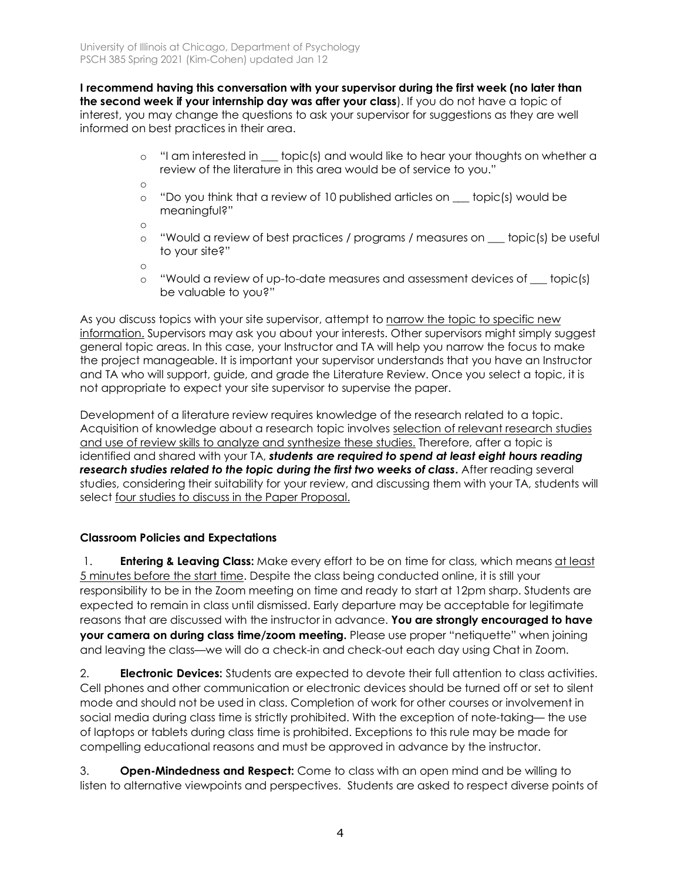**I recommend having this conversation with your supervisor during the first week (no later than the second week if your internship day was after your class**). If you do not have a topic of interest, you may change the questions to ask your supervisor for suggestions as they are well informed on best practices in their area.

- "I am interested in ___ topic(s) and would like to hear your thoughts on whether a review of the literature in this area would be of service to you."
- "Do you think that a review of 10 published articles on ___ topic(s) would be meaningful?"
- "Would a review of best practices / programs / measures on ___ topic(s) be useful to your site?"
- "Would a review of up-to-date measures and assessment devices of ___ topic(s) be valuable to you?"

As you discuss topics with your site supervisor, attempt to narrow the topic to specific new information. Supervisors may ask you about your interests. Other supervisors might simply suggest general topic areas. In this case, your Instructor and TA will help you narrow the focus to make the project manageable. It is important your supervisor understands that you have an Instructor and TA who will support, guide, and grade the Literature Review. Once you select a topic, it is not appropriate to expect your site supervisor to supervise the paper.

Development of a literature review requires knowledge of the research related to a topic. Acquisition of knowledge about a research topic involves selection of relevant research studies and use of review skills to analyze and synthesize these studies. Therefore, after a topic is identified and shared with your TA, ***students are required to spend at least eight hours reading research studies related to the topic during the first two weeks of class***. After reading several studies, considering their suitability for your review, and discussing them with your TA, students will select four studies to discuss in the Paper Proposal.

**Classroom Policies and Expectations**

1. **Entering & Leaving Class:** Make every effort to be on time for class, which means at least 5 minutes before the start time. Despite the class being conducted online, it is still your responsibility to be in the Zoom meeting on time and ready to start at 12pm sharp. Students are expected to remain in class until dismissed. Early departure may be acceptable for legitimate reasons that are discussed with the instructor in advance. **You are strongly encouraged to have your camera on during class time/zoom meeting.** Please use proper "netiquette" when joining and leaving the class—we will do a check-in and check-out each day using Chat in Zoom.

2. **Electronic Devices:** Students are expected to devote their full attention to class activities. Cell phones and other communication or electronic devices should be turned off or set to silent mode and should not be used in class. Completion of work for other courses or involvement in social media during class time is strictly prohibited. With the exception of note-taking— the use of laptops or tablets during class time is prohibited. Exceptions to this rule may be made for compelling educational reasons and must be approved in advance by the instructor.

3. **Open-Mindedness and Respect:** Come to class with an open mind and be willing to listen to alternative viewpoints and perspectives. Students are asked to respect diverse points of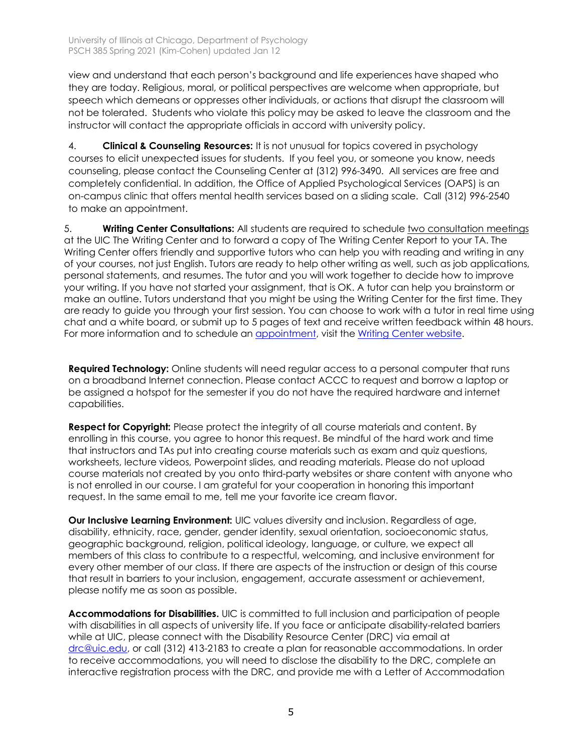view and understand that each person's background and life experiences have shaped who they are today. Religious, moral, or political perspectives are welcome when appropriate, but speech which demeans or oppresses other individuals, or actions that disrupt the classroom will not be tolerated. Students who violate this policy may be asked to leave the classroom and the instructor will contact the appropriate officials in accord with university policy.

4. **Clinical & Counseling Resources:** It is not unusual for topics covered in psychology courses to elicit unexpected issues for students. If you feel you, or someone you know, needs counseling, please contact the Counseling Center at (312) 996-3490. All services are free and completely confidential. In addition, the Office of Applied Psychological Services (OAPS) is an on-campus clinic that offers mental health services based on a sliding scale. Call (312) 996-2540 to make an appointment.

5. **Writing Center Consultations:** All students are required to schedule two consultation meetings at the UIC The Writing Center and to forward a copy of The Writing Center Report to your TA. The Writing Center offers friendly and supportive tutors who can help you with reading and writing in any of your courses, not just English. Tutors are ready to help other writing as well, such as job applications, personal statements, and resumes. The tutor and you will work together to decide how to improve your writing. If you have not started your assignment, that is OK. A tutor can help you brainstorm or make an outline. Tutors understand that you might be using the Writing Center for the first time. They are ready to guide you through your first session. You can choose to work with a tutor in real time using chat and a white board, or submit up to 5 pages of text and receive written feedback within 48 hours. For more information and to schedule an appointment, visit the Writing Center website.

**Required Technology:** Online students will need regular access to a personal computer that runs on a broadband Internet connection. Please contact ACCC to request and borrow a laptop or be assigned a hotspot for the semester if you do not have the required hardware and internet capabilities.

**Respect for Copyright:** Please protect the integrity of all course materials and content. By enrolling in this course, you agree to honor this request. Be mindful of the hard work and time that instructors and TAs put into creating course materials such as exam and quiz questions, worksheets, lecture videos, Powerpoint slides, and reading materials. Please do not upload course materials not created by you onto third-party websites or share content with anyone who is not enrolled in our course. I am grateful for your cooperation in honoring this important request. In the same email to me, tell me your favorite ice cream flavor.

**Our Inclusive Learning Environment:** UIC values diversity and inclusion. Regardless of age, disability, ethnicity, race, gender, gender identity, sexual orientation, socioeconomic status, geographic background, religion, political ideology, language, or culture, we expect all members of this class to contribute to a respectful, welcoming, and inclusive environment for every other member of our class. If there are aspects of the instruction or design of this course that result in barriers to your inclusion, engagement, accurate assessment or achievement, please notify me as soon as possible.

**Accommodations for Disabilities.** UIC is committed to full inclusion and participation of people with disabilities in all aspects of university life. If you face or anticipate disability-related barriers while at UIC, please connect with the Disability Resource Center (DRC) via email at drc@uic.edu, or call (312) 413-2183 to create a plan for reasonable accommodations. In order to receive accommodations, you will need to disclose the disability to the DRC, complete an interactive registration process with the DRC, and provide me with a Letter of Accommodation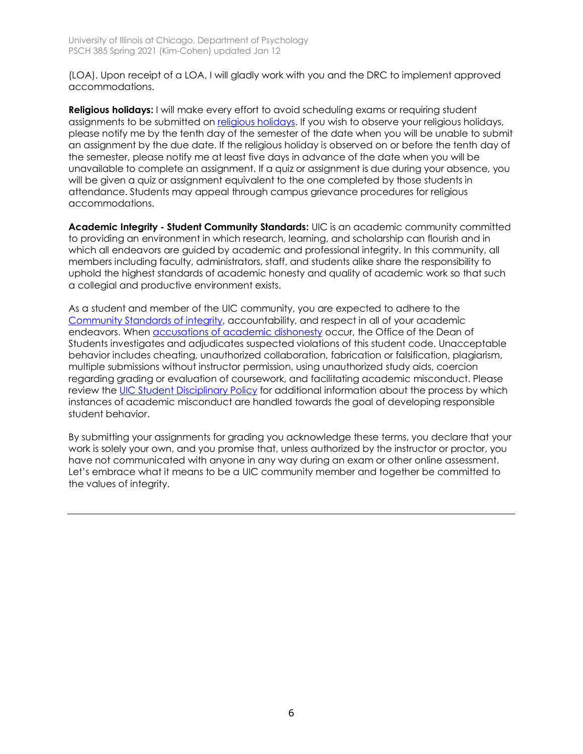(LOA). Upon receipt of a LOA, I will gladly work with you and the DRC to implement approved accommodations.

**Religious holidays:** I will make every effort to avoid scheduling exams or requiring student assignments to be submitted on religious holidays. If you wish to observe your religious holidays, please notify me by the tenth day of the semester of the date when you will be unable to submit an assignment by the due date. If the religious holiday is observed on or before the tenth day of the semester, please notify me at least five days in advance of the date when you will be unavailable to complete an assignment. If a quiz or assignment is due during your absence, you will be given a quiz or assignment equivalent to the one completed by those students in attendance. Students may appeal through campus grievance procedures for religious accommodations.

**Academic Integrity - Student Community Standards:** UIC is an academic community committed to providing an environment in which research, learning, and scholarship can flourish and in which all endeavors are guided by academic and professional integrity. In this community, all members including faculty, administrators, staff, and students alike share the responsibility to uphold the highest standards of academic honesty and quality of academic work so that such a collegial and productive environment exists.

As a student and member of the UIC community, you are expected to adhere to the Community Standards of integrity, accountability, and respect in all of your academic endeavors. When accusations of academic dishonesty occur, the Office of the Dean of Students investigates and adjudicates suspected violations of this student code. Unacceptable behavior includes cheating, unauthorized collaboration, fabrication or falsification, plagiarism, multiple submissions without instructor permission, using unauthorized study aids, coercion regarding grading or evaluation of coursework, and facilitating academic misconduct. Please review the UIC Student Disciplinary Policy for additional information about the process by which instances of academic misconduct are handled towards the goal of developing responsible student behavior.

By submitting your assignments for grading you acknowledge these terms, you declare that your work is solely your own, and you promise that, unless authorized by the instructor or proctor, you have not communicated with anyone in any way during an exam or other online assessment. Let's embrace what it means to be a UIC community member and together be committed to the values of integrity.

---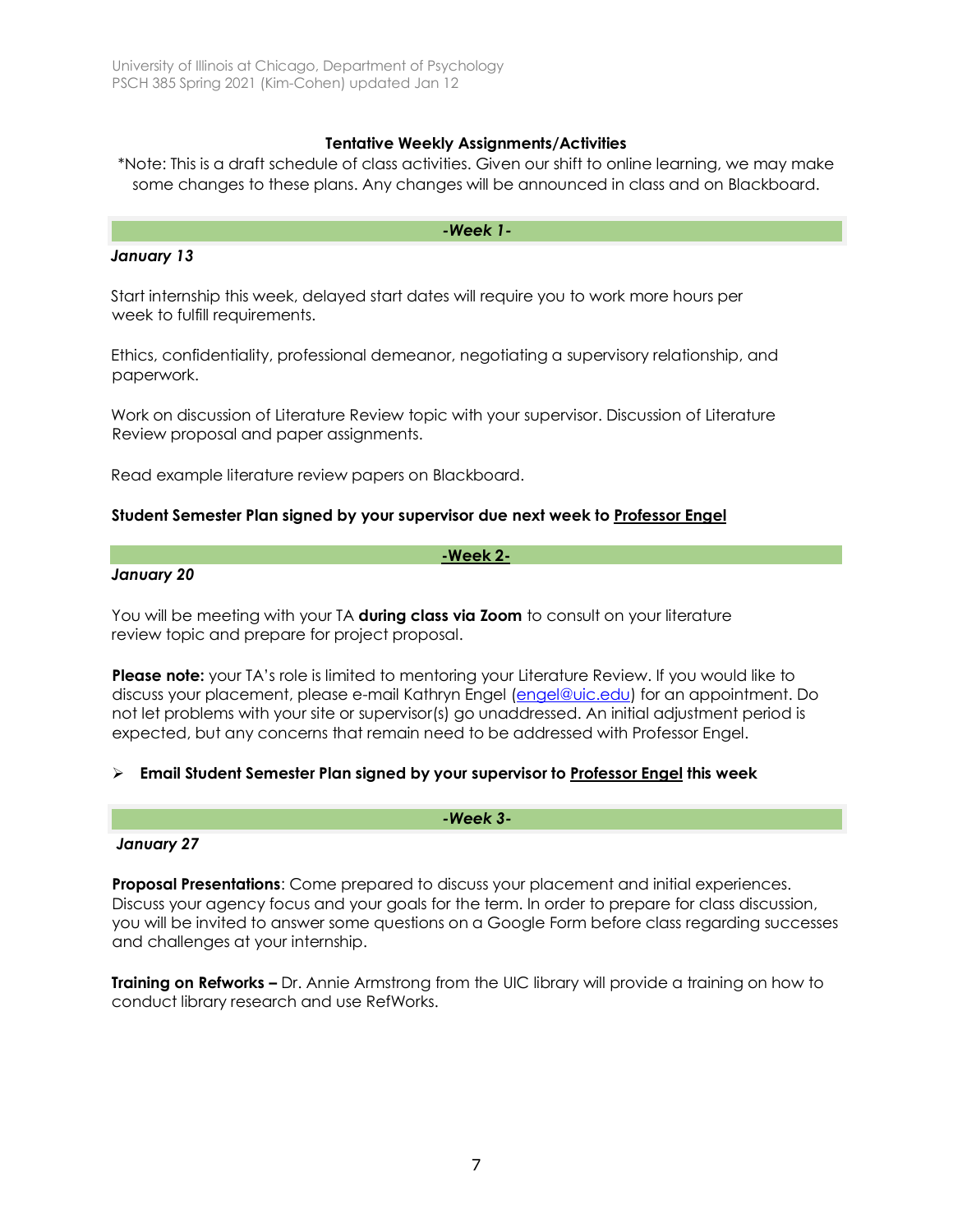### Tentative Weekly Assignments/Activities

*Note: This is a draft schedule of class activities. Given our shift to online learning, we may make some changes to these plans. Any changes will be announced in class and on Blackboard.

#### *-Week 1-*

***January 13***

Start internship this week, delayed start dates will require you to work more hours per week to fulfill requirements.

Ethics, confidentiality, professional demeanor, negotiating a supervisory relationship, and paperwork.

Work on discussion of Literature Review topic with your supervisor. Discussion of Literature Review proposal and paper assignments.

Read example literature review papers on Blackboard.

**Student Semester Plan signed by your supervisor due next week to Professor Engel**

#### -Week 2-

***January 20***

You will be meeting with your TA **during class via Zoom** to consult on your literature review topic and prepare for project proposal.

**Please note:** your TA's role is limited to mentoring your Literature Review. If you would like to discuss your placement, please e-mail Kathryn Engel (engel@uic.edu) for an appointment. Do not let problems with your site or supervisor(s) go unaddressed. An initial adjustment period is expected, but any concerns that remain need to be addressed with Professor Engel.

- **Email Student Semester Plan signed by your supervisor to Professor Engel this week**

#### *-Week 3-*

***January 27***

**Proposal Presentations**: Come prepared to discuss your placement and initial experiences. Discuss your agency focus and your goals for the term. In order to prepare for class discussion, you will be invited to answer some questions on a Google Form before class regarding successes and challenges at your internship.

**Training on Refworks –** Dr. Annie Armstrong from the UIC library will provide a training on how to conduct library research and use RefWorks.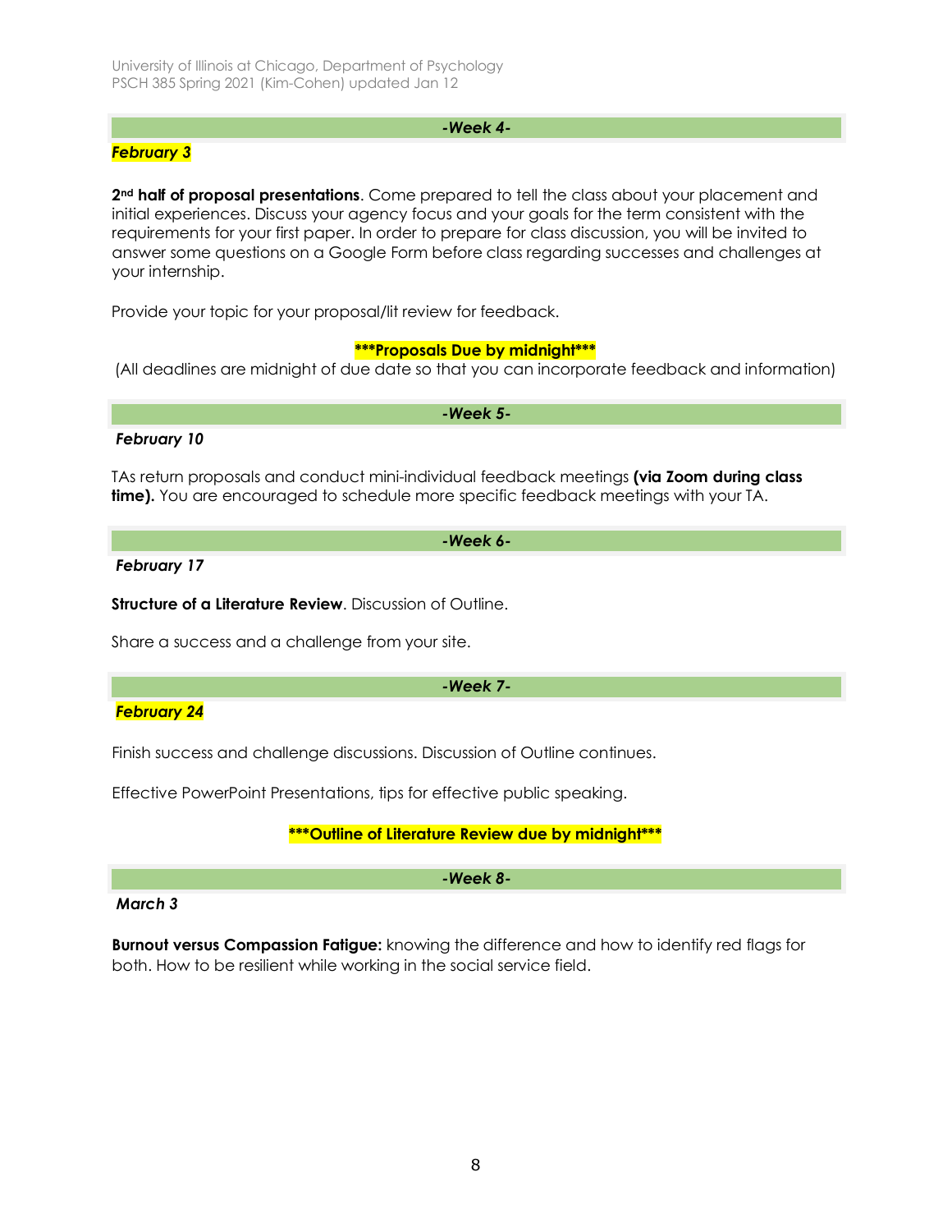## -Week 4-

***February 3***

**2nd half of proposal presentations**. Come prepared to tell the class about your placement and initial experiences. Discuss your agency focus and your goals for the term consistent with the requirements for your first paper. In order to prepare for class discussion, you will be invited to answer some questions on a Google Form before class regarding successes and challenges at your internship.

Provide your topic for your proposal/lit review for feedback.

**\*\*\*Proposals Due by midnight\*\*\***

(All deadlines are midnight of due date so that you can incorporate feedback and information)

## -Week 5-

***February 10***

TAs return proposals and conduct mini-individual feedback meetings **(via Zoom during class time).** You are encouraged to schedule more specific feedback meetings with your TA.

## -Week 6-

***February 17***

**Structure of a Literature Review**. Discussion of Outline.

Share a success and a challenge from your site.

## -Week 7-

***February 24***

Finish success and challenge discussions. Discussion of Outline continues.

Effective PowerPoint Presentations, tips for effective public speaking.

**\*\*\*Outline of Literature Review due by midnight\*\*\***

## -Week 8-

***March 3***

**Burnout versus Compassion Fatigue:** knowing the difference and how to identify red flags for both. How to be resilient while working in the social service field.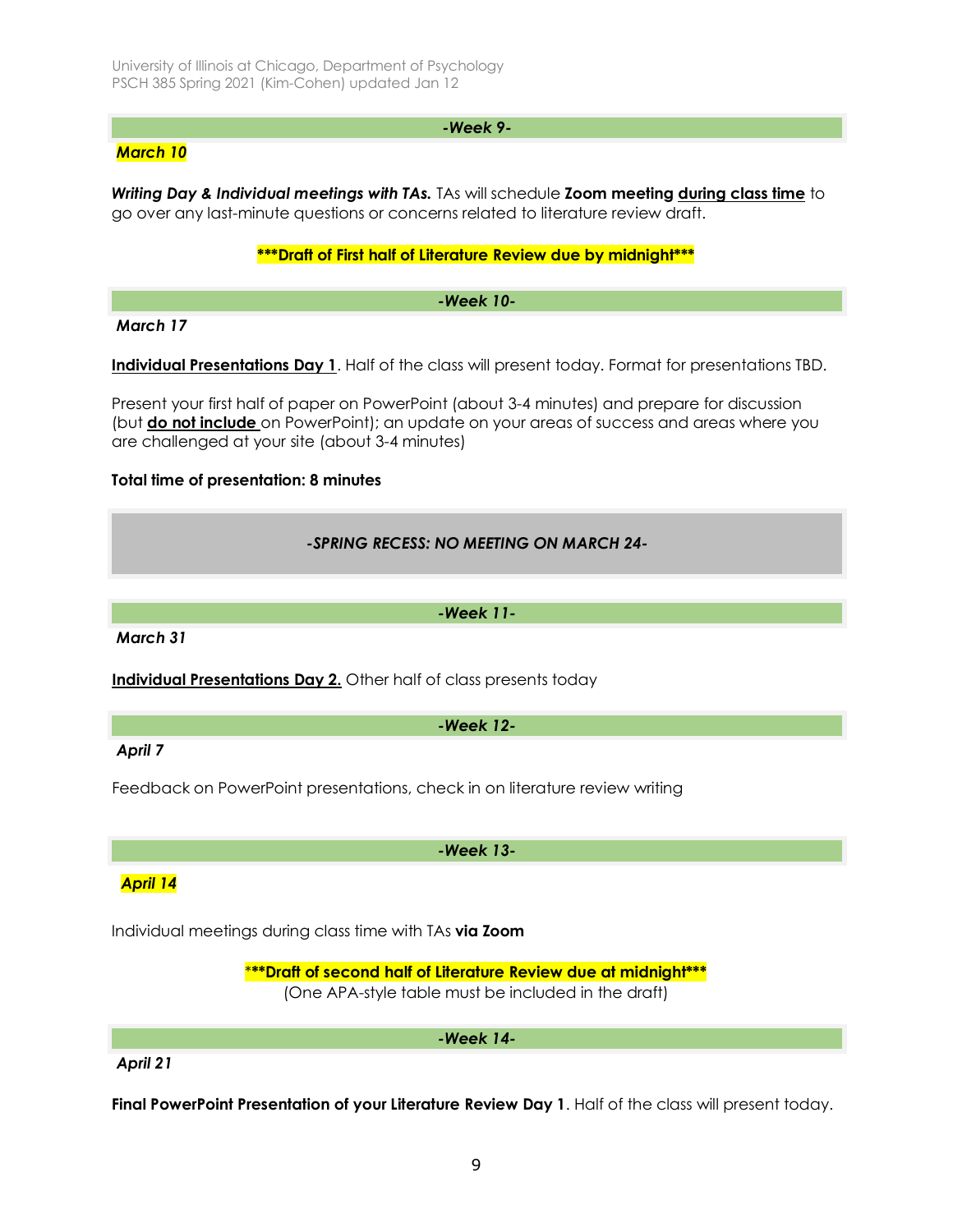### *-Week 9-*

***March 10***

***Writing Day & Individual meetings with TAs.*** TAs will schedule **Zoom meeting** **during class time** to go over any last-minute questions or concerns related to literature review draft.

**\*\*\*Draft of First half of Literature Review due by midnight\*\*\***

### *-Week 10-*

***March 17***

**Individual Presentations Day 1**. Half of the class will present today. Format for presentations TBD.

Present your first half of paper on PowerPoint (about 3-4 minutes) and prepare for discussion (but **do not include** on PowerPoint); an update on your areas of success and areas where you are challenged at your site (about 3-4 minutes)

**Total time of presentation: 8 minutes**

*-SPRING RECESS: NO MEETING ON MARCH 24-*

### *-Week 11-*

***March 31***

**Individual Presentations Day 2.** Other half of class presents today

### *-Week 12-*

***April 7***

Feedback on PowerPoint presentations, check in on literature review writing

### *-Week 13-*

***April 14***

Individual meetings during class time with TAs **via Zoom**

**\*\*\*Draft of second half of Literature Review due at midnight\*\*\***
(One APA-style table must be included in the draft)

### *-Week 14-*

***April 21***

**Final PowerPoint Presentation of your Literature Review Day 1**. Half of the class will present today.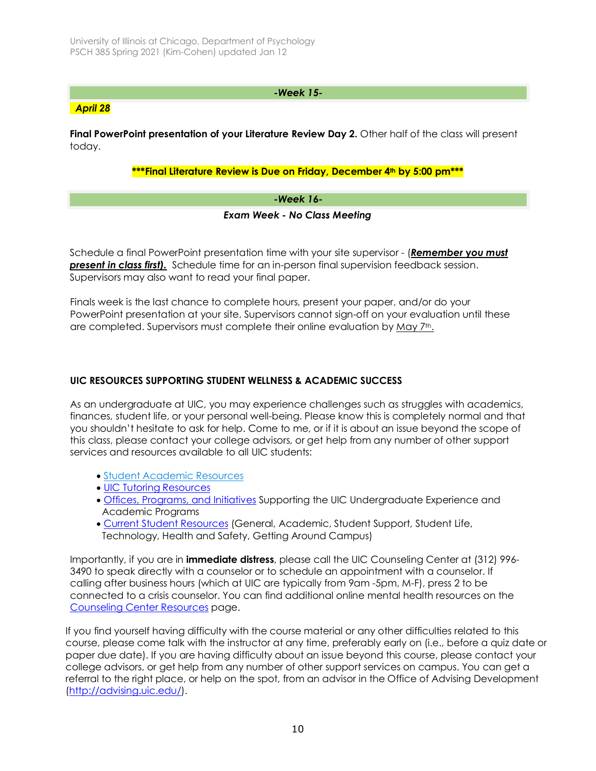***-Week 15-***

***April 28***

**Final PowerPoint presentation of your Literature Review Day 2.** Other half of the class will present today.

**\*\*\*Final Literature Review is Due on Friday, December 4th by 5:00 pm\*\*\***

***-Week 16-***

***Exam Week - No Class Meeting***

Schedule a final PowerPoint presentation time with your site supervisor - (***Remember you must present in class first).*** Schedule time for an in-person final supervision feedback session. Supervisors may also want to read your final paper.

Finals week is the last chance to complete hours, present your paper, and/or do your PowerPoint presentation at your site. Supervisors cannot sign-off on your evaluation until these are completed. Supervisors must complete their online evaluation by May 7th.

**UIC RESOURCES SUPPORTING STUDENT WELLNESS & ACADEMIC SUCCESS**

As an undergraduate at UIC, you may experience challenges such as struggles with academics, finances, student life, or your personal well-being. Please know this is completely normal and that you shouldn't hesitate to ask for help. Come to me, or if it is about an issue beyond the scope of this class, please contact your college advisors, or get help from any number of other support services and resources available to all UIC students:

- Student Academic Resources
- UIC Tutoring Resources
- Offices, Programs, and Initiatives Supporting the UIC Undergraduate Experience and Academic Programs
- Current Student Resources (General, Academic, Student Support, Student Life, Technology, Health and Safety, Getting Around Campus)

Importantly, if you are in **immediate distress**, please call the UIC Counseling Center at (312) 996-3490 to speak directly with a counselor or to schedule an appointment with a counselor. If calling after business hours (which at UIC are typically from 9am -5pm, M-F), press 2 to be connected to a crisis counselor. You can find additional online mental health resources on the Counseling Center Resources page.

If you find yourself having difficulty with the course material or any other difficulties related to this course, please come talk with the instructor at any time, preferably early on (i.e., before a quiz date or paper due date). If you are having difficulty about an issue beyond this course, please contact your college advisors, or get help from any number of other support services on campus. You can get a referral to the right place, or help on the spot, from an advisor in the Office of Advising Development (http://advising.uic.edu/).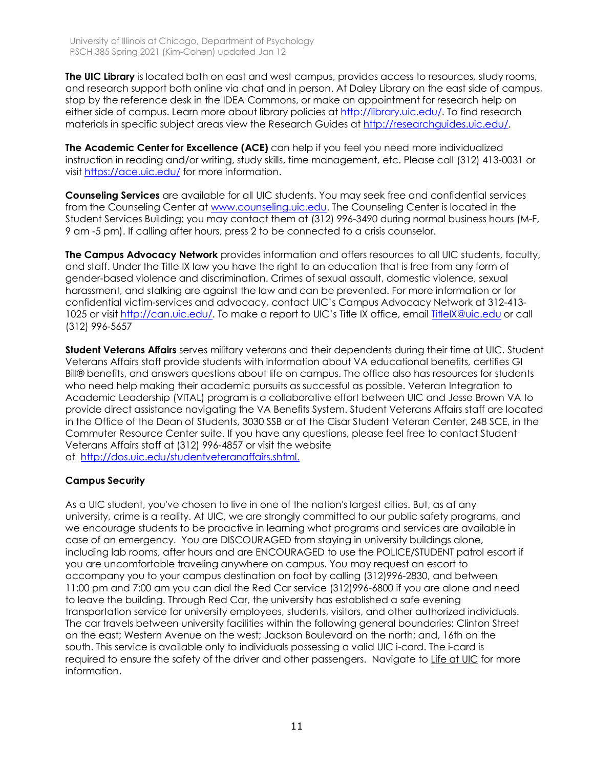**The UIC Library** is located both on east and west campus, provides access to resources, study rooms, and research support both online via chat and in person. At Daley Library on the east side of campus, stop by the reference desk in the IDEA Commons, or make an appointment for research help on either side of campus. Learn more about library policies at http://library.uic.edu/. To find research materials in specific subject areas view the Research Guides at http://researchguides.uic.edu/.

**The Academic Center for Excellence (ACE)** can help if you feel you need more individualized instruction in reading and/or writing, study skills, time management, etc. Please call (312) 413-0031 or visit https://ace.uic.edu/ for more information.

**Counseling Services** are available for all UIC students. You may seek free and confidential services from the Counseling Center at www.counseling.uic.edu. The Counseling Center is located in the Student Services Building; you may contact them at (312) 996-3490 during normal business hours (M-F, 9 am -5 pm). If calling after hours, press 2 to be connected to a crisis counselor.

**The Campus Advocacy Network** provides information and offers resources to all UIC students, faculty, and staff. Under the Title IX law you have the right to an education that is free from any form of gender-based violence and discrimination. Crimes of sexual assault, domestic violence, sexual harassment, and stalking are against the law and can be prevented. For more information or for confidential victim-services and advocacy, contact UIC's Campus Advocacy Network at 312-413-1025 or visit http://can.uic.edu/. To make a report to UIC's Title IX office, email TitleIX@uic.edu or call (312) 996-5657

**Student Veterans Affairs** serves military veterans and their dependents during their time at UIC. Student Veterans Affairs staff provide students with information about VA educational benefits, certifies GI Bill® benefits, and answers questions about life on campus. The office also has resources for students who need help making their academic pursuits as successful as possible. Veteran Integration to Academic Leadership (VITAL) program is a collaborative effort between UIC and Jesse Brown VA to provide direct assistance navigating the VA Benefits System. Student Veterans Affairs staff are located in the Office of the Dean of Students, 3030 SSB or at the Cisar Student Veteran Center, 248 SCE, in the Commuter Resource Center suite. If you have any questions, please feel free to contact Student Veterans Affairs staff at (312) 996-4857 or visit the website at http://dos.uic.edu/studentveteranaffairs.shtml.

**Campus Security**

As a UIC student, you've chosen to live in one of the nation's largest cities. But, as at any university, crime is a reality. At UIC, we are strongly committed to our public safety programs, and we encourage students to be proactive in learning what programs and services are available in case of an emergency. You are DISCOURAGED from staying in university buildings alone, including lab rooms, after hours and are ENCOURAGED to use the POLICE/STUDENT patrol escort if you are uncomfortable traveling anywhere on campus. You may request an escort to accompany you to your campus destination on foot by calling (312)996-2830, and between 11:00 pm and 7:00 am you can dial the Red Car service (312)996-6800 if you are alone and need to leave the building. Through Red Car, the university has established a safe evening transportation service for university employees, students, visitors, and other authorized individuals. The car travels between university facilities within the following general boundaries: Clinton Street on the east; Western Avenue on the west; Jackson Boulevard on the north; and, 16th on the south. This service is available only to individuals possessing a valid UIC i-card. The i-card is required to ensure the safety of the driver and other passengers. Navigate to Life at UIC for more information.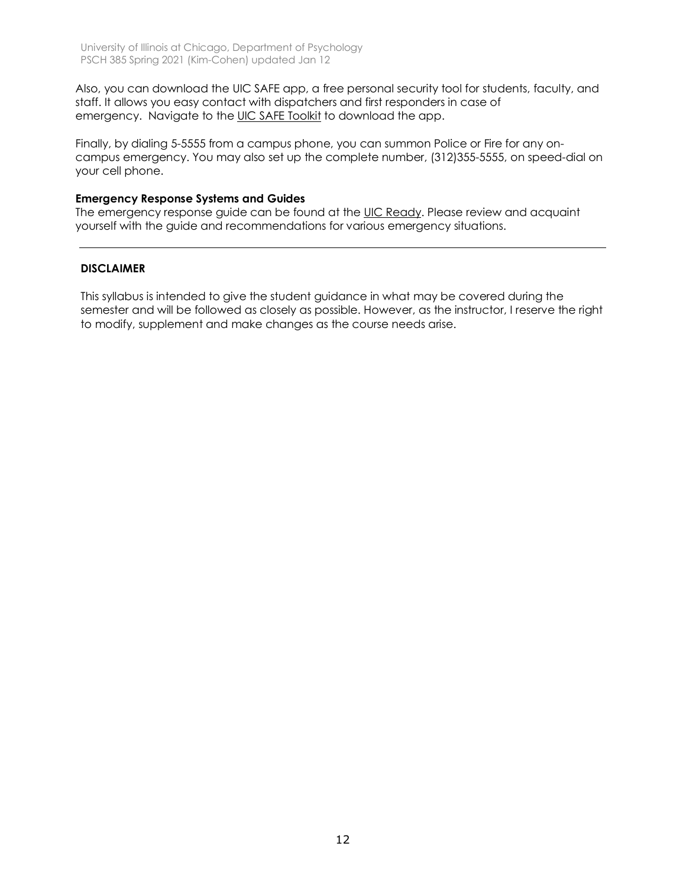Also, you can download the UIC SAFE app, a free personal security tool for students, faculty, and staff. It allows you easy contact with dispatchers and first responders in case of emergency. Navigate to the UIC SAFE Toolkit to download the app.

Finally, by dialing 5-5555 from a campus phone, you can summon Police or Fire for any on-campus emergency. You may also set up the complete number, (312)355-5555, on speed-dial on your cell phone.

**Emergency Response Systems and Guides**
The emergency response guide can be found at the UIC Ready. Please review and acquaint yourself with the guide and recommendations for various emergency situations.

---

**DISCLAIMER**

This syllabus is intended to give the student guidance in what may be covered during the semester and will be followed as closely as possible. However, as the instructor, I reserve the right to modify, supplement and make changes as the course needs arise.